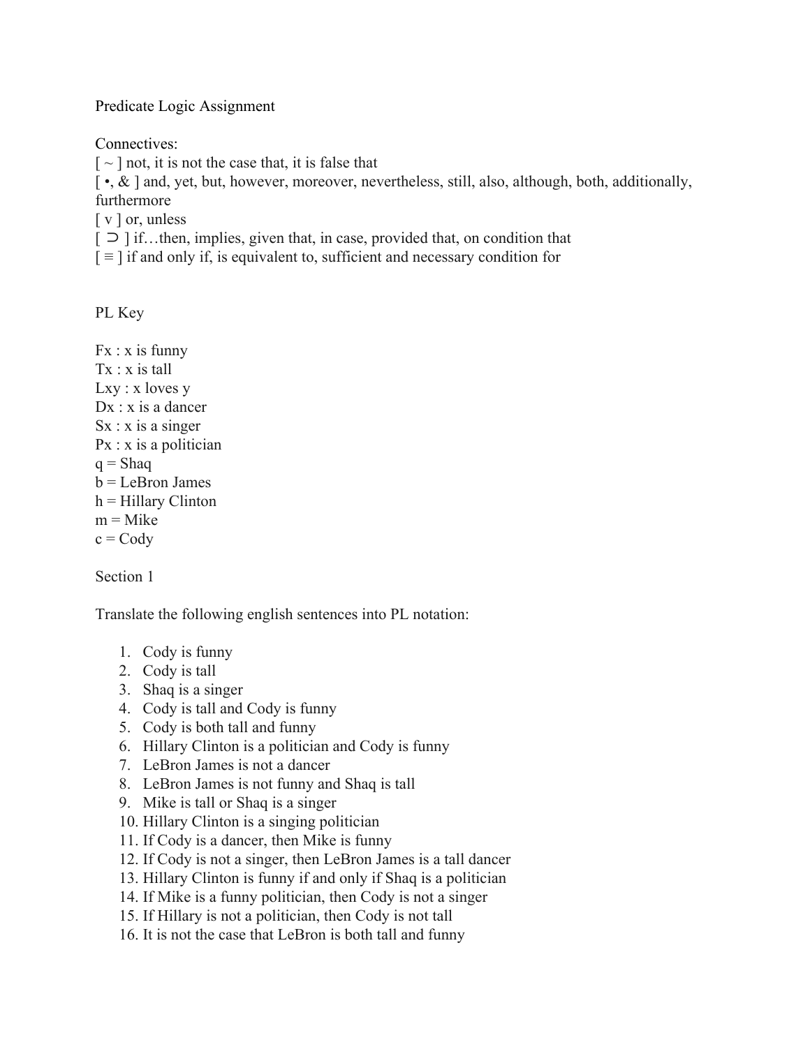Predicate Logic Assignment

Connectives:

[ ~ ] not, it is not the case that, it is false that

[ •, & ] and, yet, but, however, moreover, nevertheless, still, also, although, both, additionally, furthermore

[ v ] or, unless

[ ⊃ ] if…then, implies, given that, in case, provided that, on condition that

[ ≡ ] if and only if, is equivalent to, sufficient and necessary condition for

PL Key

Fx : x is funny

Tx : x is tall

Lxy : x loves y

Dx : x is a dancer

Sx : x is a singer

Px : x is a politician

q = Shaq

b = LeBron James

h = Hillary Clinton

m = Mike

c = Cody

Section 1

Translate the following english sentences into PL notation:

1. Cody is funny
2. Cody is tall
3. Shaq is a singer
4. Cody is tall and Cody is funny
5. Cody is both tall and funny
6. Hillary Clinton is a politician and Cody is funny
7. LeBron James is not a dancer
8. LeBron James is not funny and Shaq is tall
9. Mike is tall or Shaq is a singer
10. Hillary Clinton is a singing politician
11. If Cody is a dancer, then Mike is funny
12. If Cody is not a singer, then LeBron James is a tall dancer
13. Hillary Clinton is funny if and only if Shaq is a politician
14. If Mike is a funny politician, then Cody is not a singer
15. If Hillary is not a politician, then Cody is not tall
16. It is not the case that LeBron is both tall and funny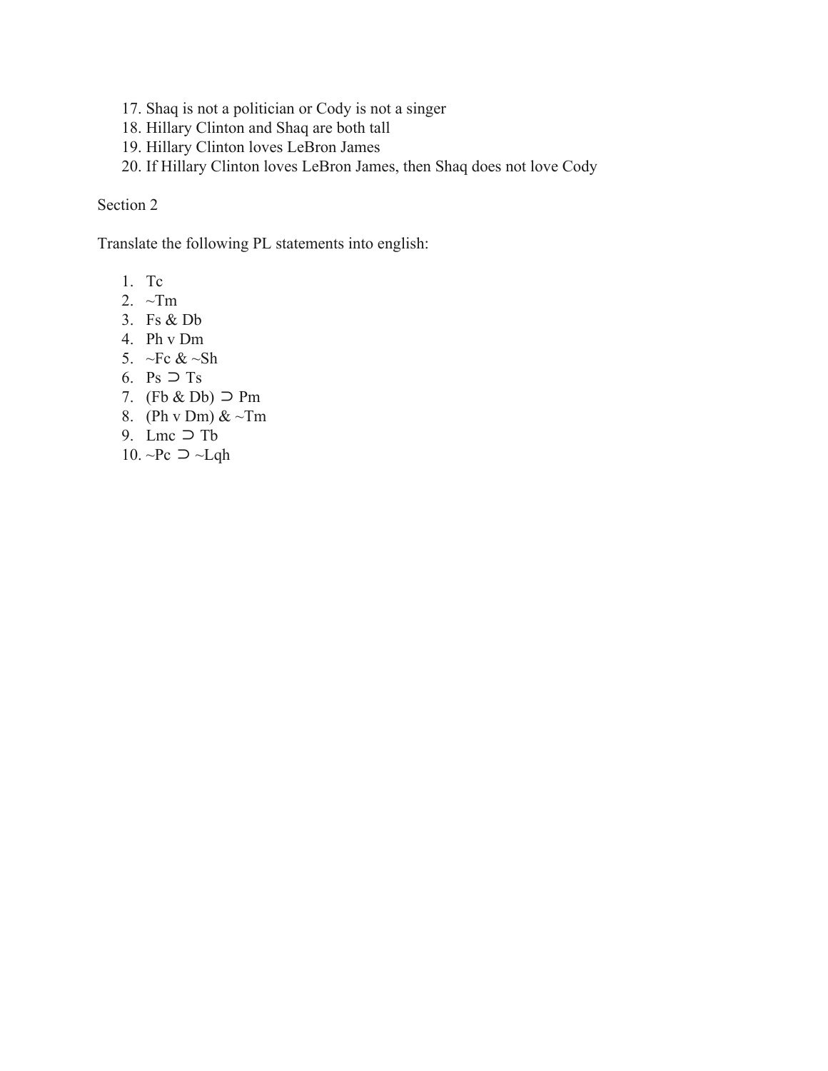17. Shaq is not a politician or Cody is not a singer
18. Hillary Clinton and Shaq are both tall
19. Hillary Clinton loves LeBron James
20. If Hillary Clinton loves LeBron James, then Shaq does not love Cody

Section 2

Translate the following PL statements into english:

1. Tc
2. ~Tm
3. Fs & Db
4. Ph v Dm
5. ~Fc & ~Sh
6. Ps ⊃ Ts
7. (Fb & Db) ⊃ Pm
8. (Ph v Dm) & ~Tm
9. Lmc ⊃ Tb
10. ~Pc ⊃ ~Lqh